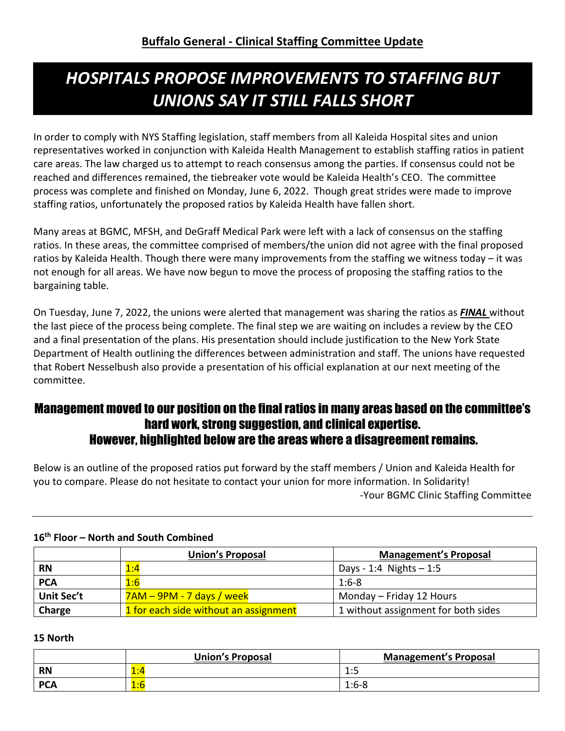## Buffalo General - Clinical Staffing Committee Update

# *HOSPITALS PROPOSE IMPROVEMENTS TO STAFFING BUT UNIONS SAY IT STILL FALLS SHORT*

In order to comply with NYS Staffing legislation, staff members from all Kaleida Hospital sites and union representatives worked in conjunction with Kaleida Health Management to establish staffing ratios in patient care areas. The law charged us to attempt to reach consensus among the parties. If consensus could not be reached and differences remained, the tiebreaker vote would be Kaleida Health's CEO. The committee process was complete and finished on Monday, June 6, 2022. Though great strides were made to improve staffing ratios, unfortunately the proposed ratios by Kaleida Health have fallen short.

Many areas at BGMC, MFSH, and DeGraff Medical Park were left with a lack of consensus on the staffing ratios. In these areas, the committee comprised of members/the union did not agree with the final proposed ratios by Kaleida Health. Though there were many improvements from the staffing we witness today – it was not enough for all areas. We have now begun to move the process of proposing the staffing ratios to the bargaining table.

On Tuesday, June 7, 2022, the unions were alerted that management was sharing the ratios as ***FINAL*** without the last piece of the process being complete. The final step we are waiting on includes a review by the CEO and a final presentation of the plans. His presentation should include justification to the New York State Department of Health outlining the differences between administration and staff. The unions have requested that Robert Nesselbush also provide a presentation of his official explanation at our next meeting of the committee.

## Management moved to our position on the final ratios in many areas based on the committee's hard work, strong suggestion, and clinical expertise. However, highlighted below are the areas where a disagreement remains.

Below is an outline of the proposed ratios put forward by the staff members / Union and Kaleida Health for you to compare. Please do not hesitate to contact your union for more information. In Solidarity!

-Your BGMC Clinic Staffing Committee

---

**16th Floor – North and South Combined**

| | Union's Proposal | Management's Proposal |
|---|---|---|
| **RN** | 1:4 | Days - 1:4 Nights – 1:5 |
| **PCA** | 1:6 | 1:6-8 |
| **Unit Sec't** | 7AM – 9PM - 7 days / week | Monday – Friday 12 Hours |
| **Charge** | 1 for each side without an assignment | 1 without assignment for both sides |

**15 North**

| | Union's Proposal | Management's Proposal |
|---|---|---|
| **RN** | 1:4 | 1:5 |
| **PCA** | 1:6 | 1:6-8 |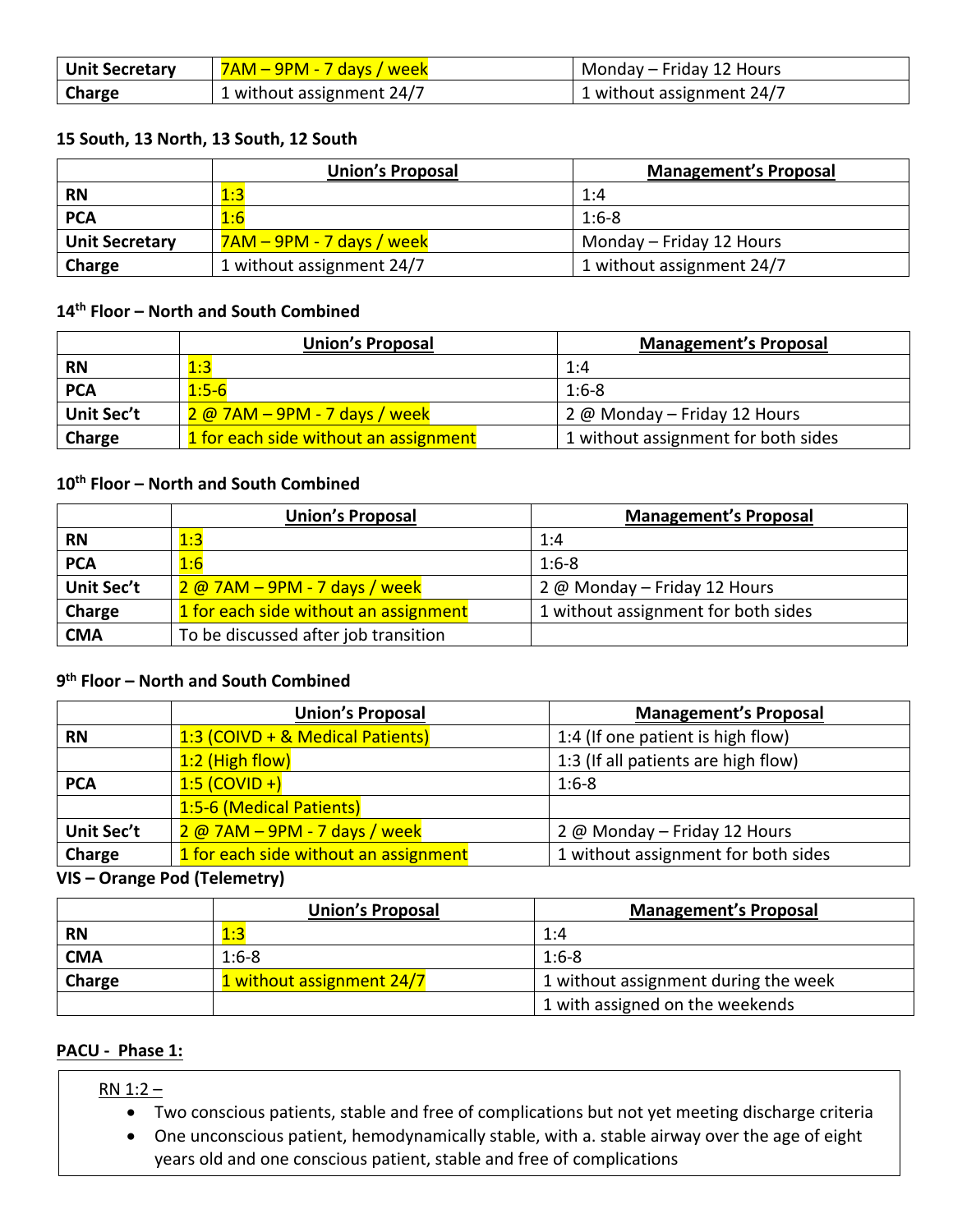| | | |
|---|---|---|
| **Unit Secretary** | 7AM – 9PM - 7 days / week | Monday – Friday 12 Hours |
| **Charge** | 1 without assignment 24/7 | 1 without assignment 24/7 |

**15 South, 13 North, 13 South, 12 South**

| | Union's Proposal | Management's Proposal |
|---|---|---|
| **RN** | 1:3 | 1:4 |
| **PCA** | 1:6 | 1:6-8 |
| **Unit Secretary** | 7AM – 9PM - 7 days / week | Monday – Friday 12 Hours |
| **Charge** | 1 without assignment 24/7 | 1 without assignment 24/7 |

**14th Floor – North and South Combined**

| | Union's Proposal | Management's Proposal |
|---|---|---|
| **RN** | 1:3 | 1:4 |
| **PCA** | 1:5-6 | 1:6-8 |
| **Unit Sec't** | 2 @ 7AM – 9PM - 7 days / week | 2 @ Monday – Friday 12 Hours |
| **Charge** | 1 for each side without an assignment | 1 without assignment for both sides |

**10th Floor – North and South Combined**

| | Union's Proposal | Management's Proposal |
|---|---|---|
| **RN** | 1:3 | 1:4 |
| **PCA** | 1:6 | 1:6-8 |
| **Unit Sec't** | 2 @ 7AM – 9PM - 7 days / week | 2 @ Monday – Friday 12 Hours |
| **Charge** | 1 for each side without an assignment | 1 without assignment for both sides |
| **CMA** | To be discussed after job transition | |

**9th Floor – North and South Combined**

| | Union's Proposal | Management's Proposal |
|---|---|---|
| **RN** | 1:3 (COIVD + & Medical Patients) | 1:4 (If one patient is high flow) |
| | 1:2 (High flow) | 1:3 (If all patients are high flow) |
| **PCA** | 1:5 (COVID +) | 1:6-8 |
| | 1:5-6 (Medical Patients) | |
| **Unit Sec't** | 2 @ 7AM – 9PM - 7 days / week | 2 @ Monday – Friday 12 Hours |
| **Charge** | 1 for each side without an assignment | 1 without assignment for both sides |

**VIS – Orange Pod (Telemetry)**

| | Union's Proposal | Management's Proposal |
|---|---|---|
| **RN** | 1:3 | 1:4 |
| **CMA** | 1:6-8 | 1:6-8 |
| **Charge** | 1 without assignment 24/7 | 1 without assignment during the week |
| | | 1 with assigned on the weekends |

**PACU - Phase 1:**

RN 1:2 –

- Two conscious patients, stable and free of complications but not yet meeting discharge criteria
- One unconscious patient, hemodynamically stable, with a. stable airway over the age of eight years old and one conscious patient, stable and free of complications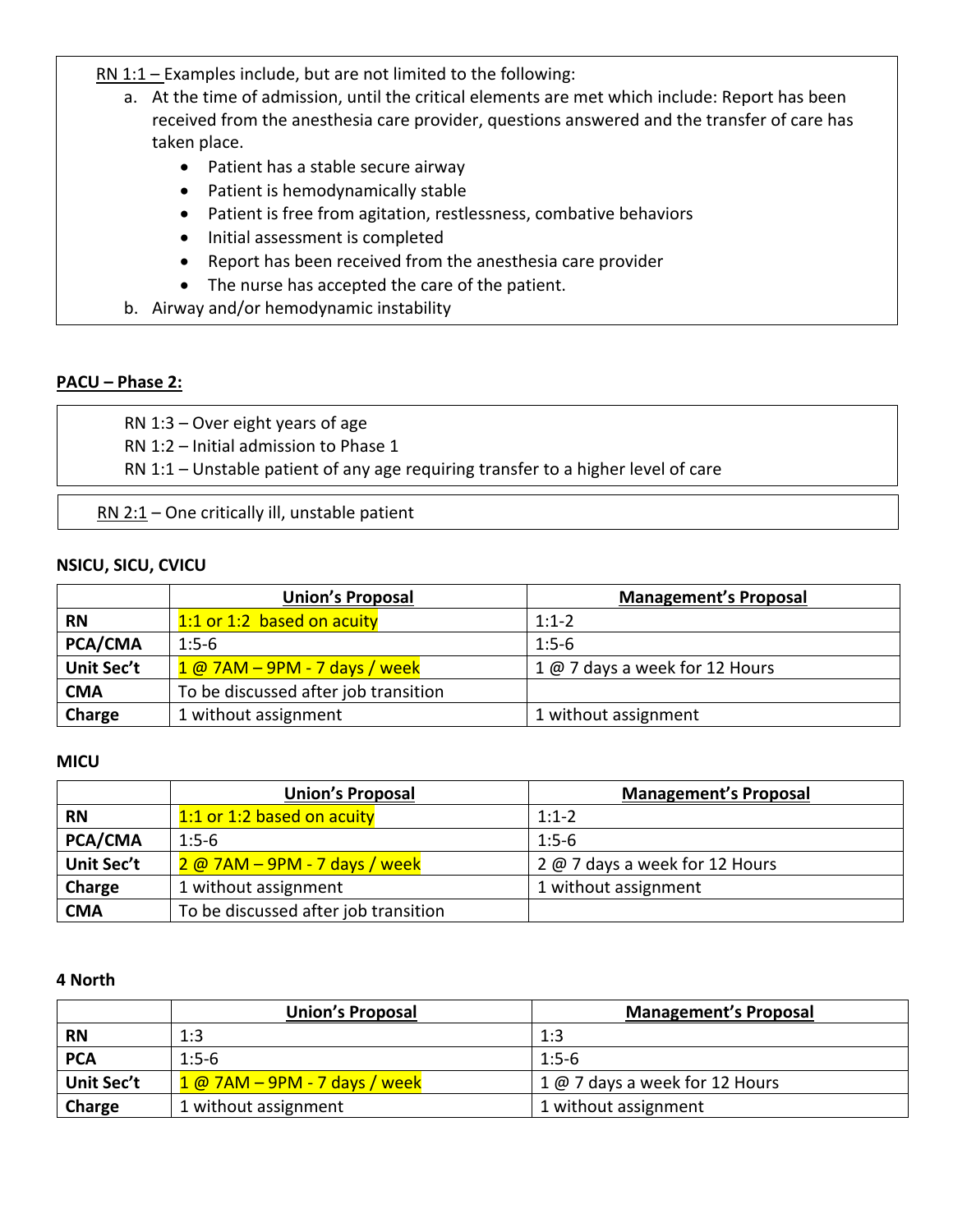<u>RN 1:1 –</u> Examples include, but are not limited to the following:

a. At the time of admission, until the critical elements are met which include: Report has been received from the anesthesia care provider, questions answered and the transfer of care has taken place.
   - Patient has a stable secure airway
   - Patient is hemodynamically stable
   - Patient is free from agitation, restlessness, combative behaviors
   - Initial assessment is completed
   - Report has been received from the anesthesia care provider
   - The nurse has accepted the care of the patient.

b. Airway and/or hemodynamic instability

## <u>PACU – Phase 2:</u>

RN 1:3 – Over eight years of age
RN 1:2 – Initial admission to Phase 1
RN 1:1 – Unstable patient of any age requiring transfer to a higher level of care

<u>RN 2:1</u> – One critically ill, unstable patient

### NSICU, SICU, CVICU

| | **<u>Union's Proposal</u>** | **<u>Management's Proposal</u>** |
|---|---|---|
| **RN** | 1:1 or 1:2 based on acuity | 1:1-2 |
| **PCA/CMA** | 1:5-6 | 1:5-6 |
| **Unit Sec't** | 1 @ 7AM – 9PM - 7 days / week | 1 @ 7 days a week for 12 Hours |
| **CMA** | To be discussed after job transition | |
| **Charge** | 1 without assignment | 1 without assignment |

### MICU

| | **<u>Union's Proposal</u>** | **<u>Management's Proposal</u>** |
|---|---|---|
| **RN** | 1:1 or 1:2 based on acuity | 1:1-2 |
| **PCA/CMA** | 1:5-6 | 1:5-6 |
| **Unit Sec't** | 2 @ 7AM – 9PM - 7 days / week | 2 @ 7 days a week for 12 Hours |
| **Charge** | 1 without assignment | 1 without assignment |
| **CMA** | To be discussed after job transition | |

### 4 North

| | **<u>Union's Proposal</u>** | **<u>Management's Proposal</u>** |
|---|---|---|
| **RN** | 1:3 | 1:3 |
| **PCA** | 1:5-6 | 1:5-6 |
| **Unit Sec't** | 1 @ 7AM – 9PM - 7 days / week | 1 @ 7 days a week for 12 Hours |
| **Charge** | 1 without assignment | 1 without assignment |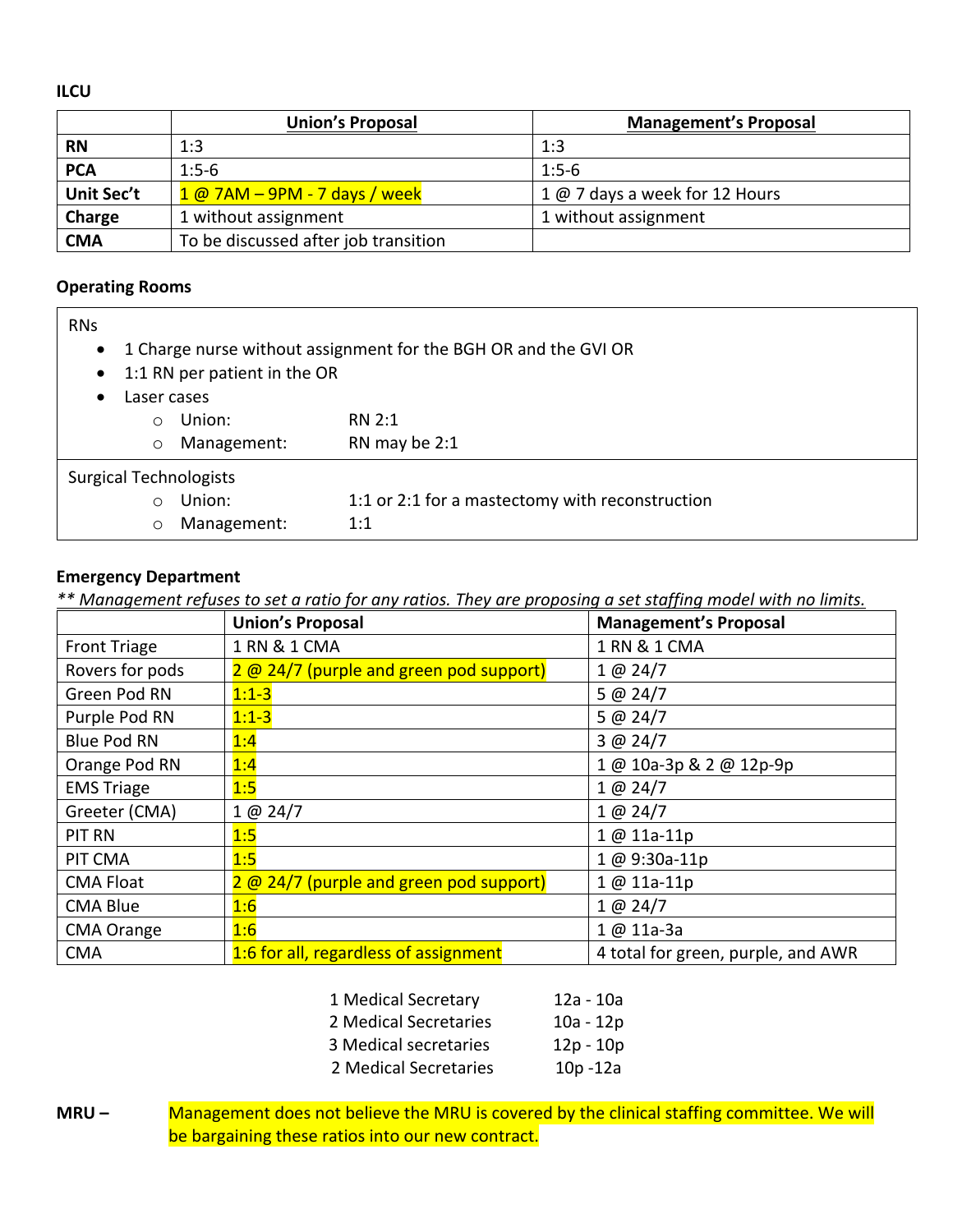**ILCU**

| | Union's Proposal | Management's Proposal |
|---|---|---|
| **RN** | 1:3 | 1:3 |
| **PCA** | 1:5-6 | 1:5-6 |
| **Unit Sec't** | 1 @ 7AM – 9PM - 7 days / week | 1 @ 7 days a week for 12 Hours |
| **Charge** | 1 without assignment | 1 without assignment |
| **CMA** | To be discussed after job transition | |

**Operating Rooms**

RNs

- 1 Charge nurse without assignment for the BGH OR and the GVI OR
- 1:1 RN per patient in the OR
- Laser cases
  - Union: RN 2:1
  - Management: RN may be 2:1

Surgical Technologists

- Union: 1:1 or 2:1 for a mastectomy with reconstruction
- Management: 1:1

**Emergency Department**

*** Management refuses to set a ratio for any ratios. They are proposing a set staffing model with no limits.*

| | Union's Proposal | Management's Proposal |
|---|---|---|
| Front Triage | 1 RN & 1 CMA | 1 RN & 1 CMA |
| Rovers for pods | 2 @ 24/7 (purple and green pod support) | 1 @ 24/7 |
| Green Pod RN | 1:1-3 | 5 @ 24/7 |
| Purple Pod RN | 1:1-3 | 5 @ 24/7 |
| Blue Pod RN | 1:4 | 3 @ 24/7 |
| Orange Pod RN | 1:4 | 1 @ 10a-3p & 2 @ 12p-9p |
| EMS Triage | 1:5 | 1 @ 24/7 |
| Greeter (CMA) | 1 @ 24/7 | 1 @ 24/7 |
| PIT RN | 1:5 | 1 @ 11a-11p |
| PIT CMA | 1:5 | 1 @ 9:30a-11p |
| CMA Float | 2 @ 24/7 (purple and green pod support) | 1 @ 11a-11p |
| CMA Blue | 1:6 | 1 @ 24/7 |
| CMA Orange | 1:6 | 1 @ 11a-3a |
| CMA | 1:6 for all, regardless of assignment | 4 total for green, purple, and AWR |

| | |
|---|---|
| 1 Medical Secretary | 12a - 10a |
| 2 Medical Secretaries | 10a - 12p |
| 3 Medical secretaries | 12p - 10p |
| 2 Medical Secretaries | 10p -12a |

**MRU –** Management does not believe the MRU is covered by the clinical staffing committee. We will be bargaining these ratios into our new contract.